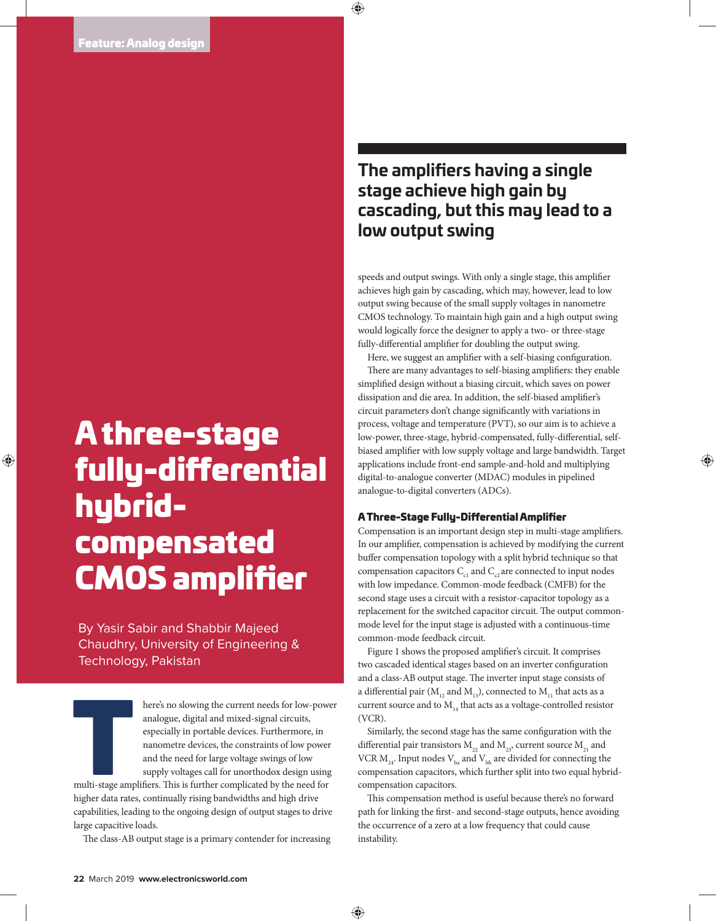Feature: Analog design

# A three-stage fully-differential hybrid-compensated CMOS amplifier

By Yasir Sabir and Shabbir Majeed Chaudhry, University of Engineering & Technology, Pakistan

**The amplifiers having a single stage achieve high gain by cascading, but this may lead to a low output swing**

There's no slowing the current needs for low-power analogue, digital and mixed-signal circuits, especially in portable devices. Furthermore, in nanometre devices, the constraints of low power and the need for large voltage swings of low supply voltages call for unorthodox design using multi-stage amplifiers. This is further complicated by the need for higher data rates, continually rising bandwidths and high drive capabilities, leading to the ongoing design of output stages to drive large capacitive loads.

The class-AB output stage is a primary contender for increasing speeds and output swings. With only a single stage, this amplifier achieves high gain by cascading, which may, however, lead to low output swing because of the small supply voltages in nanometre CMOS technology. To maintain high gain and a high output swing would logically force the designer to apply a two- or three-stage fully-differential amplifier for doubling the output swing.

Here, we suggest an amplifier with a self-biasing configuration.

There are many advantages to self-biasing amplifiers: they enable simplified design without a biasing circuit, which saves on power dissipation and die area. In addition, the self-biased amplifier's circuit parameters don't change significantly with variations in process, voltage and temperature (PVT), so our aim is to achieve a low-power, three-stage, hybrid-compensated, fully-differential, self-biased amplifier with low supply voltage and large bandwidth. Target applications include front-end sample-and-hold and multiplying digital-to-analogue converter (MDAC) modules in pipelined analogue-to-digital converters (ADCs).

## A Three-Stage Fully-Differential Amplifier

Compensation is an important design step in multi-stage amplifiers. In our amplifier, compensation is achieved by modifying the current buffer compensation topology with a split hybrid technique so that compensation capacitors $C_{c1}$ and $C_{c2}$ are connected to input nodes with low impedance. Common-mode feedback (CMFB) for the second stage uses a circuit with a resistor-capacitor topology as a replacement for the switched capacitor circuit. The output common-mode level for the input stage is adjusted with a continuous-time common-mode feedback circuit.

Figure 1 shows the proposed amplifier's circuit. It comprises two cascaded identical stages based on an inverter configuration and a class-AB output stage. The inverter input stage consists of a differential pair ($M_{12}$ and $M_{13}$), connected to $M_{11}$ that acts as a current source and to $M_{14}$ that acts as a voltage-controlled resistor (VCR).

Similarly, the second stage has the same configuration with the differential pair transistors $M_{22}$ and $M_{23}$, current source $M_{21}$ and VCR $M_{24}$. Input nodes $V_{ba}$ and $V_{bb}$ are divided for connecting the compensation capacitors, which further split into two equal hybrid-compensation capacitors.

This compensation method is useful because there's no forward path for linking the first- and second-stage outputs, hence avoiding the occurrence of a zero at a low frequency that could cause instability.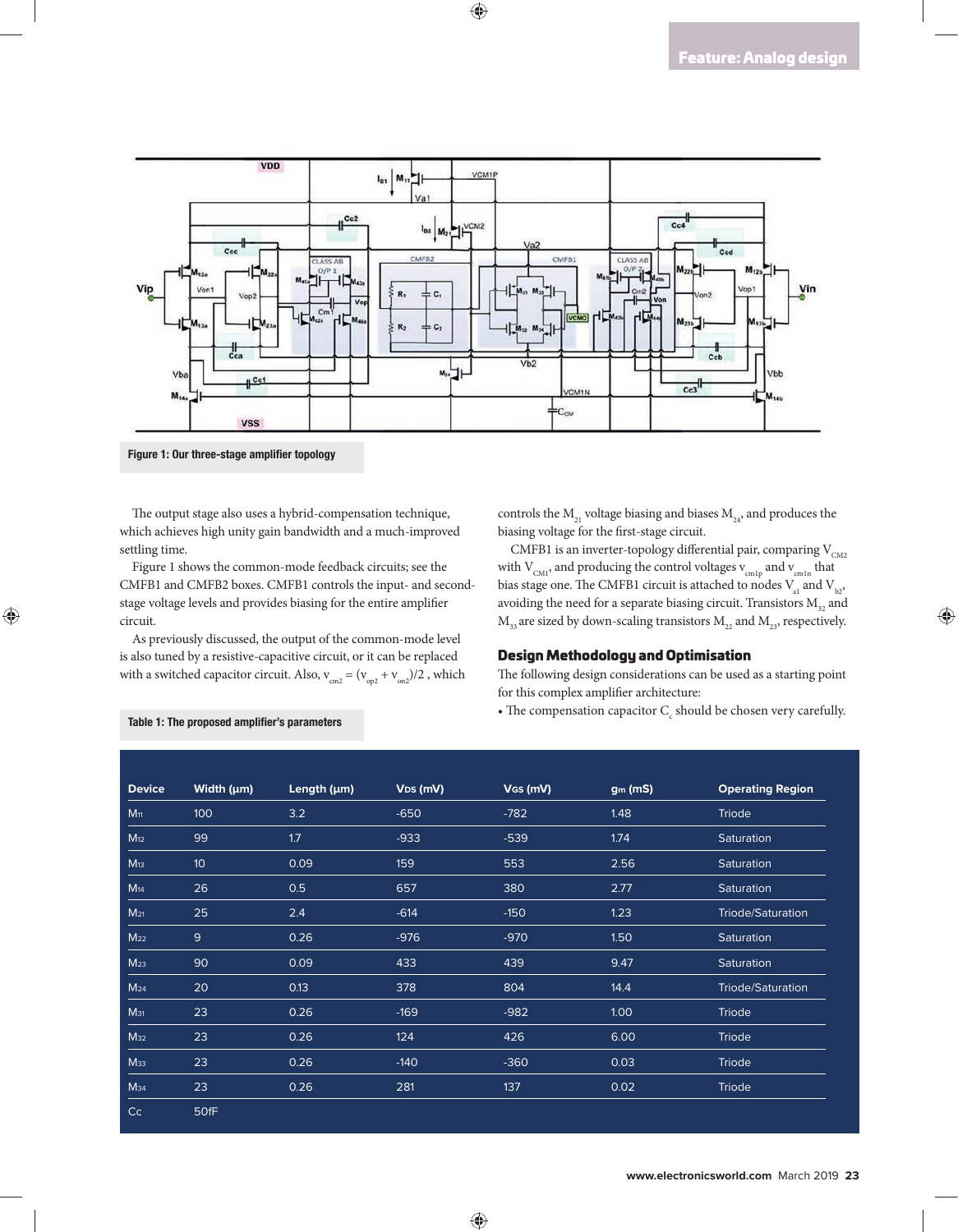Figure 1: Our three-stage amplifier topology

The output stage also uses a hybrid-compensation technique, which achieves high unity gain bandwidth and a much-improved settling time.

Figure 1 shows the common-mode feedback circuits; see the CMFB1 and CMFB2 boxes. CMFB1 controls the input- and second-stage voltage levels and provides biasing for the entire amplifier circuit.

As previously discussed, the output of the common-mode level is also tuned by a resistive-capacitive circuit, or it can be replaced with a switched capacitor circuit. Also, $v_{cm2} = (v_{op2} + v_{on2})/2$, which controls the $M_{21}$ voltage biasing and biases $M_{24}$, and produces the biasing voltage for the first-stage circuit.

CMFB1 is an inverter-topology differential pair, comparing $V_{CM2}$ with $V_{CM1}$, and producing the control voltages $v_{cm1p}$ and $v_{cm1n}$ that bias stage one. The CMFB1 circuit is attached to nodes $V_{a1}$ and $V_{b2}$, avoiding the need for a separate biasing circuit. Transistors $M_{32}$ and $M_{33}$ are sized by down-scaling transistors $M_{22}$ and $M_{23}$, respectively.

## Design Methodology and Optimisation

The following design considerations can be used as a starting point for this complex amplifier architecture:

- The compensation capacitor $C_c$ should be chosen very carefully.

Table 1: The proposed amplifier's parameters

| Device | Width (µm) | Length (µm) | $V_{DS}$ (mV) | $V_{GS}$ (mV) | $g_m$ (mS) | Operating Region |
|---|---|---|---|---|---|---|
| $M_{11}$ | 100 | 3.2 | -650 | -782 | 1.48 | Triode |
| $M_{12}$ | 99 | 1.7 | -933 | -539 | 1.74 | Saturation |
| $M_{13}$ | 10 | 0.09 | 159 | 553 | 2.56 | Saturation |
| $M_{14}$ | 26 | 0.5 | 657 | 380 | 2.77 | Saturation |
| $M_{21}$ | 25 | 2.4 | -614 | -150 | 1.23 | Triode/Saturation |
| $M_{22}$ | 9 | 0.26 | -976 | -970 | 1.50 | Saturation |
| $M_{23}$ | 90 | 0.09 | 433 | 439 | 9.47 | Saturation |
| $M_{24}$ | 20 | 0.13 | 378 | 804 | 14.4 | Triode/Saturation |
| $M_{31}$ | 23 | 0.26 | -169 | -982 | 1.00 | Triode |
| $M_{32}$ | 23 | 0.26 | 124 | 426 | 6.00 | Triode |
| $M_{33}$ | 23 | 0.26 | -140 | -360 | 0.03 | Triode |
| $M_{34}$ | 23 | 0.26 | 281 | 137 | 0.02 | Triode |
| Cc | 50fF | | | | | |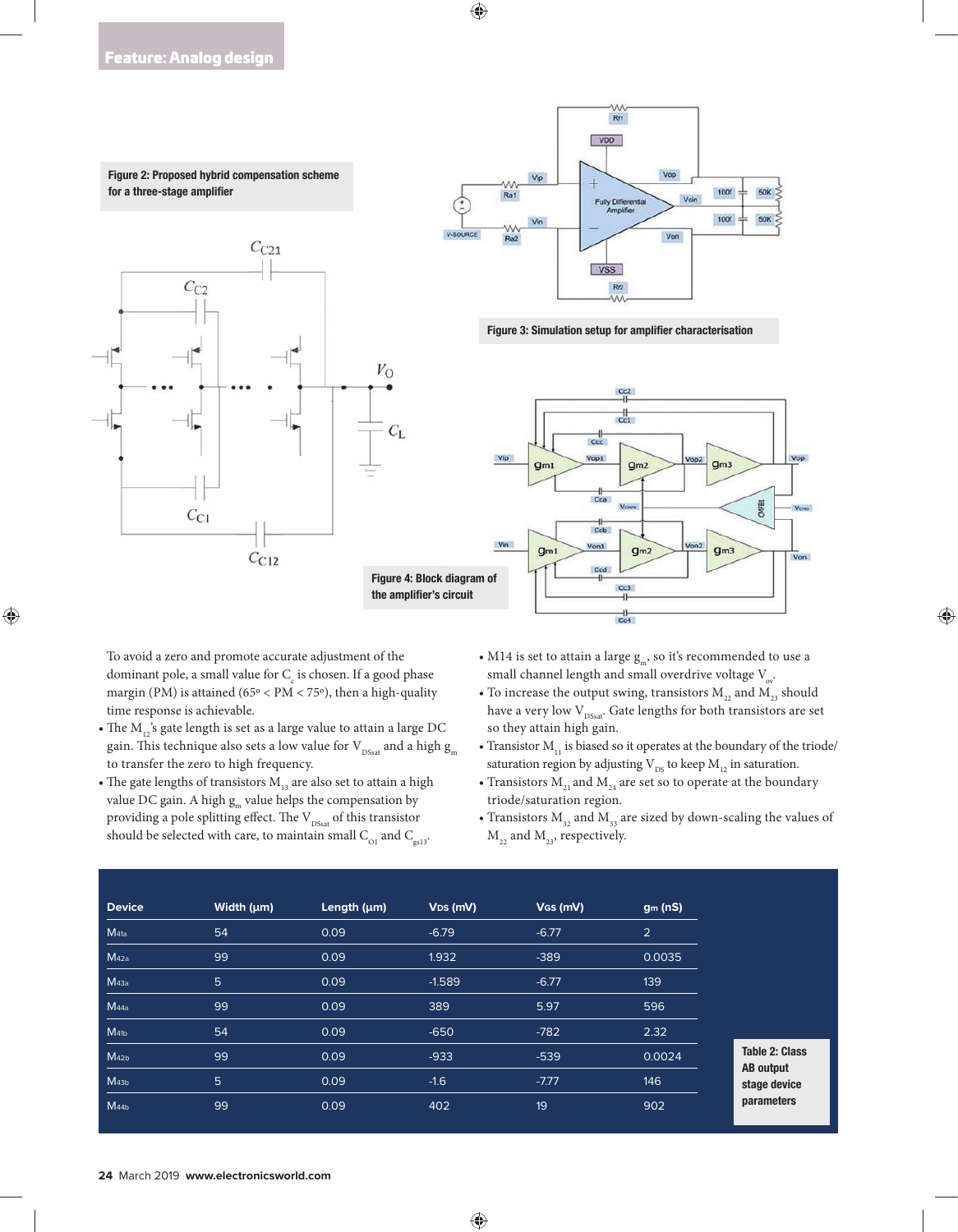Figure 2: Proposed hybrid compensation scheme for a three-stage amplifier

Figure 3: Simulation setup for amplifier characterisation

Figure 4: Block diagram of the amplifier's circuit

To avoid a zero and promote accurate adjustment of the dominant pole, a small value for $C_c$ is chosen. If a good phase margin (PM) is attained (65° < PM < 75°), then a high-quality time response is achievable.

- The $M_{12}$'s gate length is set as a large value to attain a large DC gain. This technique also sets a low value for $V_{DSsat}$ and a high $g_m$ to transfer the zero to high frequency.
- The gate lengths of transistors $M_{13}$ are also set to attain a high value DC gain. A high $g_m$ value helps the compensation by providing a pole splitting effect. The $V_{DSsat}$ of this transistor should be selected with care, to maintain small $C_{O1}$ and $C_{gs13}$.
- M14 is set to attain a large $g_m$, so it's recommended to use a small channel length and small overdrive voltage $V_{ov}$.
- To increase the output swing, transistors $M_{22}$ and $M_{23}$ should have a very low $V_{DSsat}$. Gate lengths for both transistors are set so they attain high gain.
- Transistor $M_{11}$ is biased so it operates at the boundary of the triode/saturation region by adjusting $V_{DS}$ to keep $M_{12}$ in saturation.
- Transistors $M_{21}$ and $M_{24}$ are set so to operate at the boundary triode/saturation region.
- Transistors $M_{32}$ and $M_{33}$ are sized by down-scaling the values of $M_{22}$ and $M_{23}$, respectively.

| Device | Width (µm) | Length (µm) | $V_{DS}$ (mV) | $V_{GS}$ (mV) | $g_m$ (nS) |
|---|---|---|---|---|---|
| $M_{41a}$ | 54 | 0.09 | -6.79 | -6.77 | 2 |
| $M_{42a}$ | 99 | 0.09 | 1.932 | -389 | 0.0035 |
| $M_{43a}$ | 5 | 0.09 | -1.589 | -6.77 | 139 |
| $M_{44a}$ | 99 | 0.09 | 389 | 5.97 | 596 |
| $M_{41b}$ | 54 | 0.09 | -650 | -782 | 2.32 |
| $M_{42b}$ | 99 | 0.09 | -933 | -539 | 0.0024 |
| $M_{43b}$ | 5 | 0.09 | -1.6 | -7.77 | 146 |
| $M_{44b}$ | 99 | 0.09 | 402 | 19 | 902 |

Table 2: Class AB output stage device parameters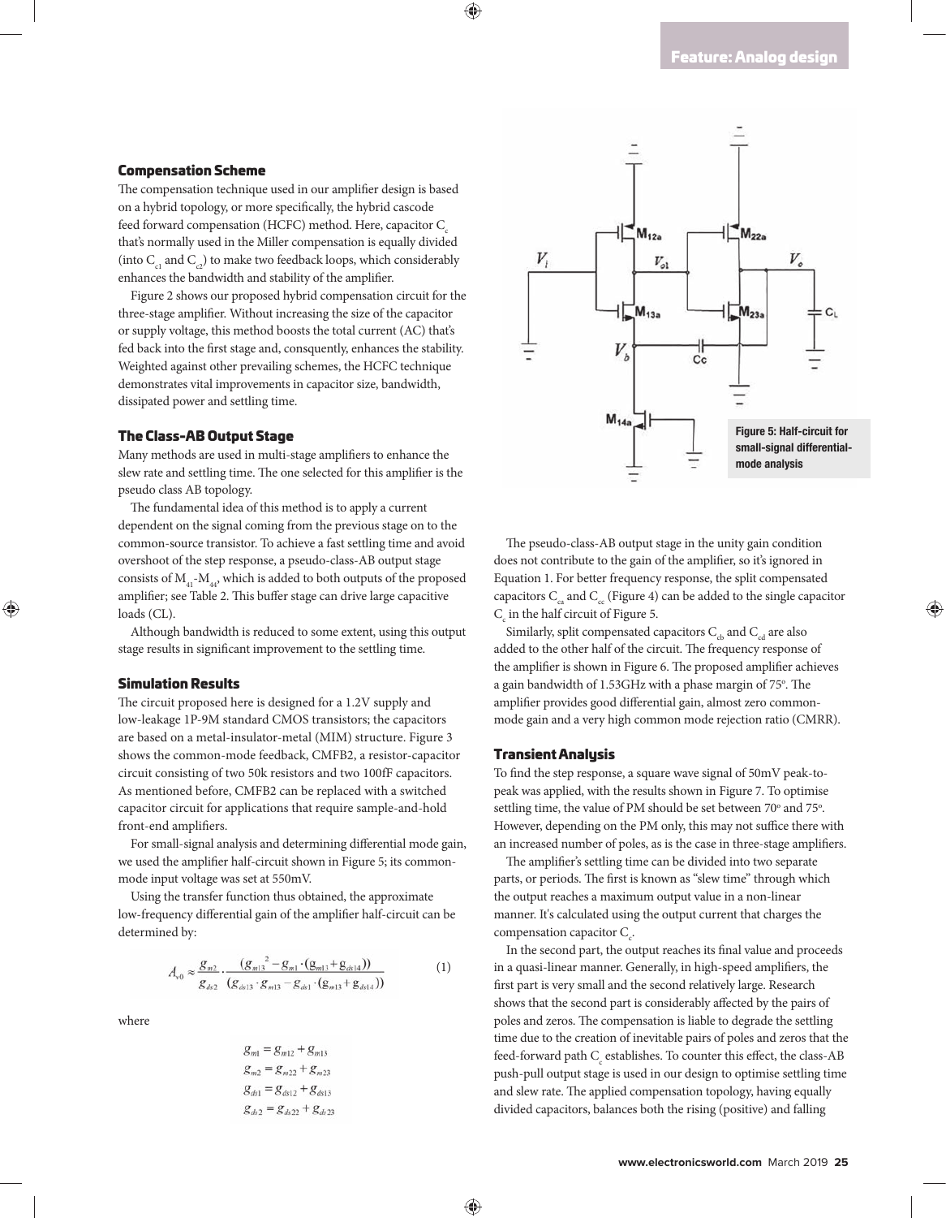## Compensation Scheme

The compensation technique used in our amplifier design is based on a hybrid topology, or more specifically, the hybrid cascode feed forward compensation (HCFC) method. Here, capacitor $C_c$ that's normally used in the Miller compensation is equally divided (into $C_{c1}$ and $C_{c2}$) to make two feedback loops, which considerably enhances the bandwidth and stability of the amplifier.

Figure 2 shows our proposed hybrid compensation circuit for the three-stage amplifier. Without increasing the size of the capacitor or supply voltage, this method boosts the total current (AC) that's fed back into the first stage and, consquently, enhances the stability. Weighted against other prevailing schemes, the HCFC technique demonstrates vital improvements in capacitor size, bandwidth, dissipated power and settling time.

## The Class-AB Output Stage

Many methods are used in multi-stage amplifiers to enhance the slew rate and settling time. The one selected for this amplifier is the pseudo class AB topology.

The fundamental idea of this method is to apply a current dependent on the signal coming from the previous stage on to the common-source transistor. To achieve a fast settling time and avoid overshoot of the step response, a pseudo-class-AB output stage consists of $M_{41}$-$M_{44}$, which is added to both outputs of the proposed amplifier; see Table 2. This buffer stage can drive large capacitive loads (CL).

Although bandwidth is reduced to some extent, using this output stage results in significant improvement to the settling time.

## Simulation Results

The circuit proposed here is designed for a 1.2V supply and low-leakage 1P-9M standard CMOS transistors; the capacitors are based on a metal-insulator-metal (MIM) structure. Figure 3 shows the common-mode feedback, CMFB2, a resistor-capacitor circuit consisting of two 50k resistors and two 100fF capacitors. As mentioned before, CMFB2 can be replaced with a switched capacitor circuit for applications that require sample-and-hold front-end amplifiers.

For small-signal analysis and determining differential mode gain, we used the amplifier half-circuit shown in Figure 5; its common-mode input voltage was set at 550mV.

Using the transfer function thus obtained, the approximate low-frequency differential gain of the amplifier half-circuit can be determined by:

$$A_{v0} \approx \frac{g_{m2}}{g_{ds2}} \cdot \frac{(g_{m13}{}^{2} - g_{m1} \cdot (g_{m13} + g_{ds14}))}{(g_{ds13} \cdot g_{m13} - g_{ds1} \cdot (g_{m13} + g_{ds14}))} \qquad (1)$$

where

$$g_{m1} = g_{m12} + g_{m13}$$
$$g_{m2} = g_{m22} + g_{m23}$$
$$g_{ds1} = g_{ds12} + g_{ds13}$$
$$g_{ds2} = g_{ds22} + g_{ds23}$$

Figure 5: Half-circuit for small-signal differential-mode analysis

The pseudo-class-AB output stage in the unity gain condition does not contribute to the gain of the amplifier, so it's ignored in Equation 1. For better frequency response, the split compensated capacitors $C_{ca}$ and $C_{cc}$ (Figure 4) can be added to the single capacitor $C_c$ in the half circuit of Figure 5.

Similarly, split compensated capacitors $C_{cb}$ and $C_{cd}$ are also added to the other half of the circuit. The frequency response of the amplifier is shown in Figure 6. The proposed amplifier achieves a gain bandwidth of 1.53GHz with a phase margin of 75º. The amplifier provides good differential gain, almost zero common-mode gain and a very high common mode rejection ratio (CMRR).

## Transient Analysis

To find the step response, a square wave signal of 50mV peak-to-peak was applied, with the results shown in Figure 7. To optimise settling time, the value of PM should be set between 70º and 75º. However, depending on the PM only, this may not suffice there with an increased number of poles, as is the case in three-stage amplifiers.

The amplifier's settling time can be divided into two separate parts, or periods. The first is known as "slew time" through which the output reaches a maximum output value in a non-linear manner. It's calculated using the output current that charges the compensation capacitor $C_c$.

In the second part, the output reaches its final value and proceeds in a quasi-linear manner. Generally, in high-speed amplifiers, the first part is very small and the second relatively large. Research shows that the second part is considerably affected by the pairs of poles and zeros. The compensation is liable to degrade the settling time due to the creation of inevitable pairs of poles and zeros that the feed-forward path $C_c$ establishes. To counter this effect, the class-AB push-pull output stage is used in our design to optimise settling time and slew rate. The applied compensation topology, having equally divided capacitors, balances both the rising (positive) and falling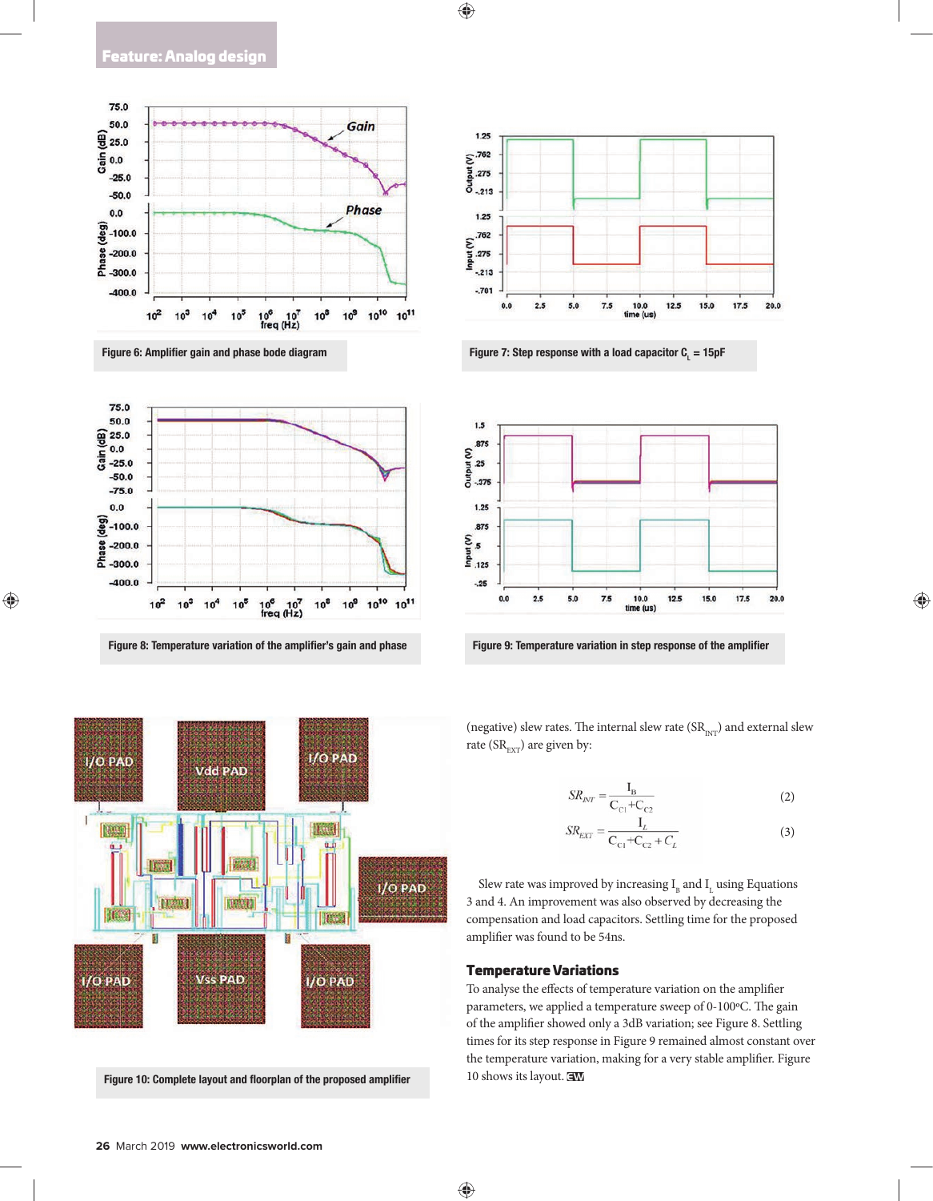75.0
50.0
25.0
0.0
-25.0
-50.0
Gain (dB)
Gain
0.0
-100.0
-200.0
-300.0
-400.0
Phase (deg)
Phase
$10^2$ $10^3$ $10^4$ $10^5$ $10^6$ $10^7$ $10^8$ $10^9$ $10^{10}$ $10^{11}$
freq (Hz)

Figure 6: Amplifier gain and phase bode diagram

1.25
.762
.275
-.213
Output (V)
1.25
.762
.275
-.213
-.701
Input (V)
0.0 2.5 5.0 7.5 10.0 12.5 15.0 17.5 20.0
time (us)

Figure 7: Step response with a load capacitor $C_L$ = 15pF

75.0
50.0
25.0
0.0
-25.0
-50.0
-75.0
Gain (dB)
0.0
-100.0
-200.0
-300.0
-400.0
Phase (deg)
$10^2$ $10^3$ $10^4$ $10^5$ $10^6$ $10^7$ $10^8$ $10^9$ $10^{10}$ $10^{11}$
freq (Hz)

Figure 8: Temperature variation of the amplifier's gain and phase

1.5
.875
.25
-.375
Output (V)
1.25
.875
.5
.125
-.25
Input (V)
0.0 2.5 5.0 7.5 10.0 12.5 15.0 17.5 20.0
time (us)

Figure 9: Temperature variation in step response of the amplifier

I/O PAD
Vdd PAD
I/O PAD
I/O PAD
I/O PAD
Vss PAD
I/O PAD

Figure 10: Complete layout and floorplan of the proposed amplifier

(negative) slew rates. The internal slew rate ($SR_{INT}$) and external slew rate ($SR_{EXT}$) are given by:

$$SR_{INT} = \frac{I_B}{C_{C1}+C_{C2}} \tag{2}$$

$$SR_{EXT} = \frac{I_L}{C_{C1}+C_{C2}+C_L} \tag{3}$$

Slew rate was improved by increasing $I_B$ and $I_L$ using Equations 3 and 4. An improvement was also observed by decreasing the compensation and load capacitors. Settling time for the proposed amplifier was found to be 54ns.

## Temperature Variations

To analyse the effects of temperature variation on the amplifier parameters, we applied a temperature sweep of 0-100ºC. The gain of the amplifier showed only a 3dB variation; see Figure 8. Settling times for its step response in Figure 9 remained almost constant over the temperature variation, making for a very stable amplifier. Figure 10 shows its layout. EW